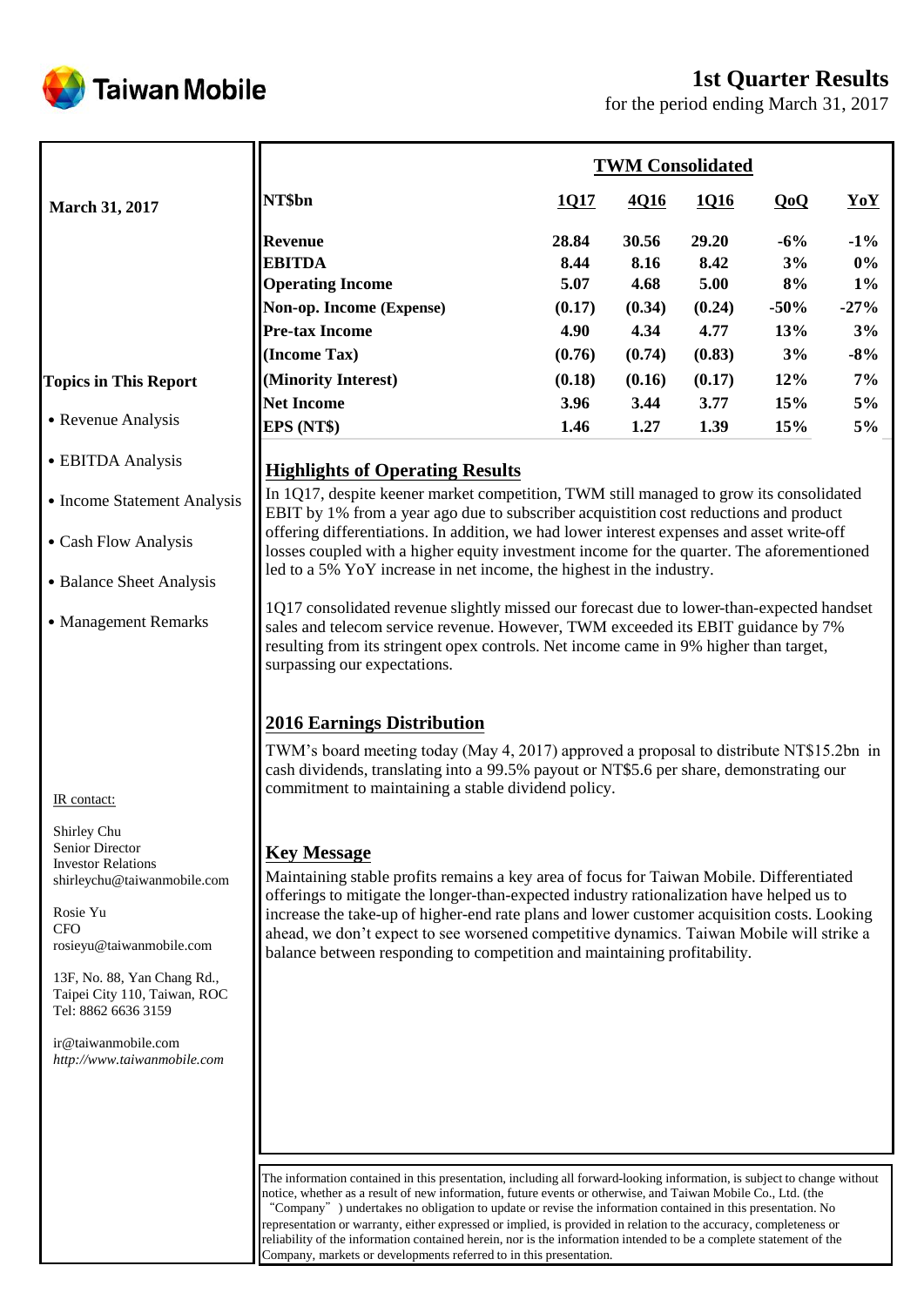Taiwan Mobile

# 1st Quarter Results

for the period ending March 31, 2017

**March 31, 2017**

**TWM Consolidated**

| NT$bn | 1Q17 | 4Q16 | 1Q16 | QoQ | YoY |
|---|---|---|---|---|---|
| **Revenue** | 28.84 | 30.56 | 29.20 | -6% | -1% |
| **EBITDA** | 8.44 | 8.16 | 8.42 | 3% | 0% |
| **Operating Income** | 5.07 | 4.68 | 5.00 | 8% | 1% |
| **Non-op. Income (Expense)** | (0.17) | (0.34) | (0.24) | -50% | -27% |
| **Pre-tax Income** | 4.90 | 4.34 | 4.77 | 13% | 3% |
| **(Income Tax)** | (0.76) | (0.74) | (0.83) | 3% | -8% |
| **(Minority Interest)** | (0.18) | (0.16) | (0.17) | 12% | 7% |
| **Net Income** | 3.96 | 3.44 | 3.77 | 15% | 5% |
| **EPS (NT$)** | 1.46 | 1.27 | 1.39 | 15% | 5% |

**Topics in This Report**

- Revenue Analysis
- EBITDA Analysis
- Income Statement Analysis
- Cash Flow Analysis
- Balance Sheet Analysis
- Management Remarks

## Highlights of Operating Results

In 1Q17, despite keener market competition, TWM still managed to grow its consolidated EBIT by 1% from a year ago due to subscriber acquistition cost reductions and product offering differentiations. In addition, we had lower interest expenses and asset write-off losses coupled with a higher equity investment income for the quarter. The aforementioned led to a 5% YoY increase in net income, the highest in the industry.

1Q17 consolidated revenue slightly missed our forecast due to lower-than-expected handset sales and telecom service revenue. However, TWM exceeded its EBIT guidance by 7% resulting from its stringent opex controls. Net income came in 9% higher than target, surpassing our expectations.

## 2016 Earnings Distribution

TWM's board meeting today (May 4, 2017) approved a proposal to distribute NT$15.2bn in cash dividends, translating into a 99.5% payout or NT$5.6 per share, demonstrating our commitment to maintaining a stable dividend policy.

## Key Message

Maintaining stable profits remains a key area of focus for Taiwan Mobile. Differentiated offerings to mitigate the longer-than-expected industry rationalization have helped us to increase the take-up of higher-end rate plans and lower customer acquisition costs. Looking ahead, we don't expect to see worsened competitive dynamics. Taiwan Mobile will strike a balance between responding to competition and maintaining profitability.

IR contact:

Shirley Chu
Senior Director
Investor Relations
shirleychu@taiwanmobile.com

Rosie Yu
CFO
rosieyu@taiwanmobile.com

13F, No. 88, Yan Chang Rd.,
Taipei City 110, Taiwan, ROC
Tel: 8862 6636 3159

ir@taiwanmobile.com
*http://www.taiwanmobile.com*

The information contained in this presentation, including all forward-looking information, is subject to change without notice, whether as a result of new information, future events or otherwise, and Taiwan Mobile Co., Ltd. (the "Company") undertakes no obligation to update or revise the information contained in this presentation. No representation or warranty, either expressed or implied, is provided in relation to the accuracy, completeness or reliability of the information contained herein, nor is the information intended to be a complete statement of the Company, markets or developments referred to in this presentation.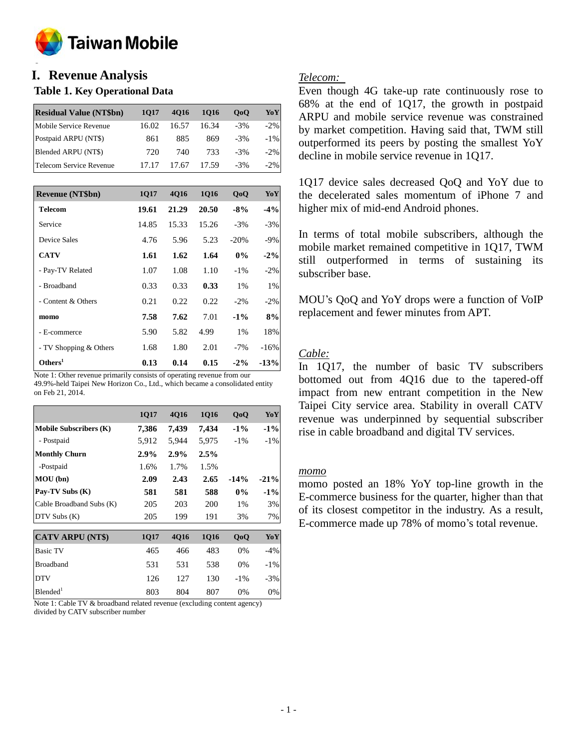# I. Revenue Analysis

## Table 1. Key Operational Data

| Residual Value (NT$bn) | 1Q17 | 4Q16 | 1Q16 | QoQ | YoY |
|---|---|---|---|---|---|
| Mobile Service Revenue | 16.02 | 16.57 | 16.34 | -3% | -2% |
| Postpaid ARPU (NT$) | 861 | 885 | 869 | -3% | -1% |
| Blended ARPU (NT$) | 720 | 740 | 733 | -3% | -2% |
| Telecom Service Revenue | 17.17 | 17.67 | 17.59 | -3% | -2% |

| Revenue (NT$bn) | 1Q17 | 4Q16 | 1Q16 | QoQ | YoY |
|---|---|---|---|---|---|
| **Telecom** | **19.61** | **21.29** | **20.50** | **-8%** | **-4%** |
| Service | 14.85 | 15.33 | 15.26 | -3% | -3% |
| Device Sales | 4.76 | 5.96 | 5.23 | -20% | -9% |
| **CATV** | **1.61** | **1.62** | **1.64** | **0%** | **-2%** |
| - Pay-TV Related | 1.07 | 1.08 | 1.10 | -1% | -2% |
| - Broadband | 0.33 | 0.33 | **0.33** | 1% | 1% |
| - Content & Others | 0.21 | 0.22 | 0.22 | -2% | -2% |
| **momo** | **7.58** | **7.62** | 7.01 | **-1%** | **8%** |
| - E-commerce | 5.90 | 5.82 | 4.99 | 1% | 18% |
| - TV Shopping & Others | 1.68 | 1.80 | 2.01 | -7% | -16% |
| **Others[1]** | **0.13** | **0.14** | **0.15** | **-2%** | **-13%** |

Note 1: Other revenue primarily consists of operating revenue from our 49.9%-held Taipei New Horizon Co., Ltd., which became a consolidated entity on Feb 21, 2014.

| | 1Q17 | 4Q16 | 1Q16 | QoQ | YoY |
|---|---|---|---|---|---|
| **Mobile Subscribers (K)** | **7,386** | **7,439** | **7,434** | **-1%** | **-1%** |
| - Postpaid | 5,912 | 5,944 | 5,975 | -1% | -1% |
| **Monthly Churn** | **2.9%** | **2.9%** | **2.5%** | | |
| -Postpaid | 1.6% | 1.7% | 1.5% | | |
| **MOU (bn)** | **2.09** | **2.43** | **2.65** | **-14%** | **-21%** |
| **Pay-TV Subs (K)** | **581** | **581** | **588** | **0%** | **-1%** |
| Cable Broadband Subs (K) | 205 | 203 | 200 | 1% | 3% |
| DTV Subs (K) | 205 | 199 | 191 | 3% | 7% |

| CATV ARPU (NT$) | 1Q17 | 4Q16 | 1Q16 | QoQ | YoY |
|---|---|---|---|---|---|
| Basic TV | 465 | 466 | 483 | 0% | -4% |
| Broadband | 531 | 531 | 538 | 0% | -1% |
| DTV | 126 | 127 | 130 | -1% | -3% |
| Blended[1] | 803 | 804 | 807 | 0% | 0% |

Note 1: Cable TV & broadband related revenue (excluding content agency) divided by CATV subscriber number

*Telecom:*

Even though 4G take-up rate continuously rose to 68% at the end of 1Q17, the growth in postpaid ARPU and mobile service revenue was constrained by market competition. Having said that, TWM still outperformed its peers by posting the smallest YoY decline in mobile service revenue in 1Q17.

1Q17 device sales decreased QoQ and YoY due to the decelerated sales momentum of iPhone 7 and higher mix of mid-end Android phones.

In terms of total mobile subscribers, although the mobile market remained competitive in 1Q17, TWM still outperformed in terms of sustaining its subscriber base.

MOU's QoQ and YoY drops were a function of VoIP replacement and fewer minutes from APT.

*Cable:*

In 1Q17, the number of basic TV subscribers bottomed out from 4Q16 due to the tapered-off impact from new entrant competition in the New Taipei City service area. Stability in overall CATV revenue was underpinned by sequential subscriber rise in cable broadband and digital TV services.

*momo*

momo posted an 18% YoY top-line growth in the E-commerce business for the quarter, higher than that of its closest competitor in the industry. As a result, E-commerce made up 78% of momo's total revenue.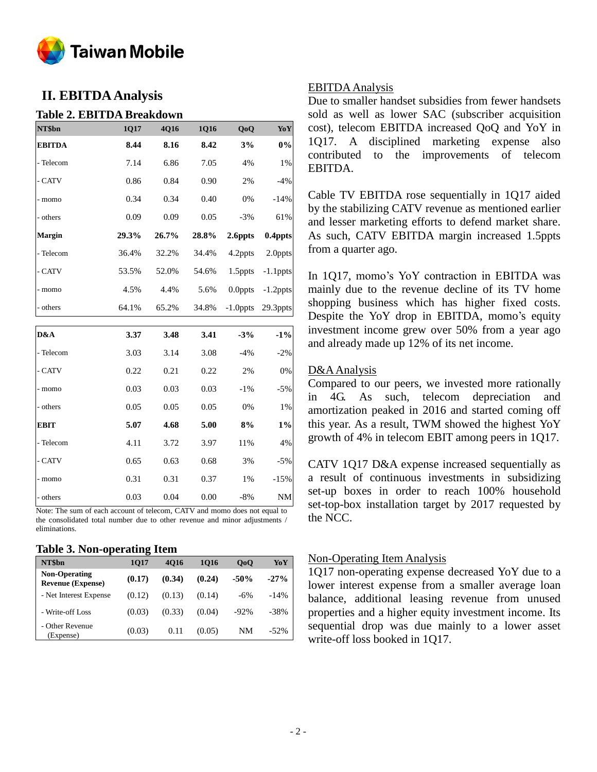## II. EBITDA Analysis

### Table 2. EBITDA Breakdown

| NT$bn | 1Q17 | 4Q16 | 1Q16 | QoQ | YoY |
|---|---|---|---|---|---|
| **EBITDA** | **8.44** | **8.16** | **8.42** | **3%** | **0%** |
| - Telecom | 7.14 | 6.86 | 7.05 | 4% | 1% |
| - CATV | 0.86 | 0.84 | 0.90 | 2% | -4% |
| - momo | 0.34 | 0.34 | 0.40 | 0% | -14% |
| - others | 0.09 | 0.09 | 0.05 | -3% | 61% |
| **Margin** | **29.3%** | **26.7%** | **28.8%** | **2.6ppts** | **0.4ppts** |
| - Telecom | 36.4% | 32.2% | 34.4% | 4.2ppts | 2.0ppts |
| - CATV | 53.5% | 52.0% | 54.6% | 1.5ppts | -1.1ppts |
| - momo | 4.5% | 4.4% | 5.6% | 0.0ppts | -1.2ppts |
| - others | 64.1% | 65.2% | 34.8% | -1.0ppts | 29.3ppts |
| **D&A** | **3.37** | **3.48** | **3.41** | **-3%** | **-1%** |
| - Telecom | 3.03 | 3.14 | 3.08 | -4% | -2% |
| - CATV | 0.22 | 0.21 | 0.22 | 2% | 0% |
| - momo | 0.03 | 0.03 | 0.03 | -1% | -5% |
| - others | 0.05 | 0.05 | 0.05 | 0% | 1% |
| **EBIT** | **5.07** | **4.68** | **5.00** | **8%** | **1%** |
| - Telecom | 4.11 | 3.72 | 3.97 | 11% | 4% |
| - CATV | 0.65 | 0.63 | 0.68 | 3% | -5% |
| - momo | 0.31 | 0.31 | 0.37 | 1% | -15% |
| - others | 0.03 | 0.04 | 0.00 | -8% | NM |

Note: The sum of each account of telecom, CATV and momo does not equal to the consolidated total number due to other revenue and minor adjustments / eliminations.

### Table 3. Non-operating Item

| NT$bn | 1Q17 | 4Q16 | 1Q16 | QoQ | YoY |
|---|---|---|---|---|---|
| **Non-Operating Revenue (Expense)** | **(0.17)** | **(0.34)** | **(0.24)** | **-50%** | **-27%** |
| - Net Interest Expense | (0.12) | (0.13) | (0.14) | -6% | -14% |
| - Write-off Loss | (0.03) | (0.33) | (0.04) | -92% | -38% |
| - Other Revenue (Expense) | (0.03) | 0.11 | (0.05) | NM | -52% |

<u>EBITDA Analysis</u>

Due to smaller handset subsidies from fewer handsets sold as well as lower SAC (subscriber acquisition cost), telecom EBITDA increased QoQ and YoY in 1Q17. A disciplined marketing expense also contributed to the improvements of telecom EBITDA.

Cable TV EBITDA rose sequentially in 1Q17 aided by the stabilizing CATV revenue as mentioned earlier and lesser marketing efforts to defend market share. As such, CATV EBITDA margin increased 1.5ppts from a quarter ago.

In 1Q17, momo's YoY contraction in EBITDA was mainly due to the revenue decline of its TV home shopping business which has higher fixed costs. Despite the YoY drop in EBITDA, momo's equity investment income grew over 50% from a year ago and already made up 12% of its net income.

<u>D&A Analysis</u>

Compared to our peers, we invested more rationally in 4G. As such, telecom depreciation and amortization peaked in 2016 and started coming off this year. As a result, TWM showed the highest YoY growth of 4% in telecom EBIT among peers in 1Q17.

CATV 1Q17 D&A expense increased sequentially as a result of continuous investments in subsidizing set-up boxes in order to reach 100% household set-top-box installation target by 2017 requested by the NCC.

<u>Non-Operating Item Analysis</u>

1Q17 non-operating expense decreased YoY due to a lower interest expense from a smaller average loan balance, additional leasing revenue from unused properties and a higher equity investment income. Its sequential drop was due mainly to a lower asset write-off loss booked in 1Q17.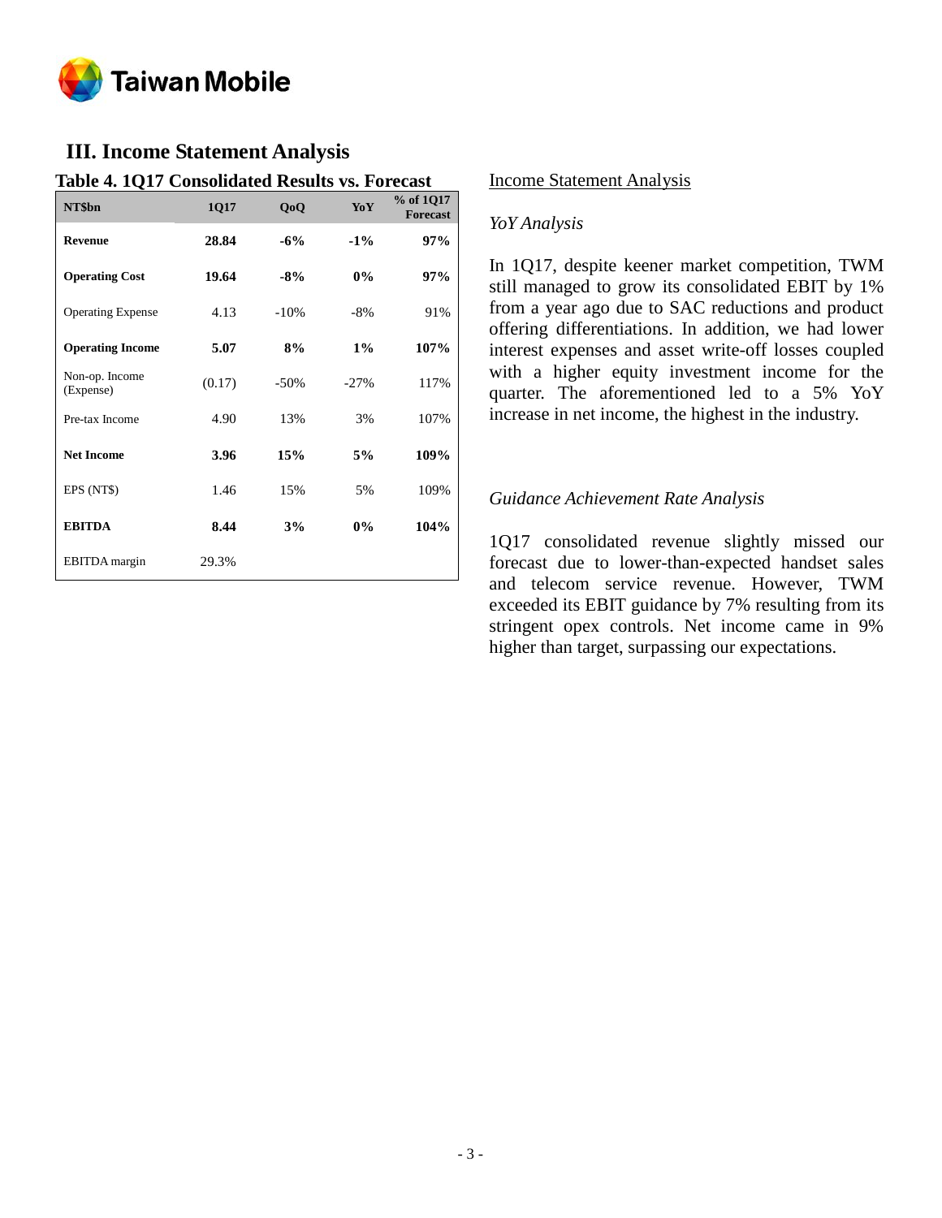## III. Income Statement Analysis

**Table 4. 1Q17 Consolidated Results vs. Forecast**

| NT$bn | 1Q17 | QoQ | YoY | % of 1Q17 Forecast |
|---|---|---|---|---|
| **Revenue** | **28.84** | **-6%** | **-1%** | **97%** |
| **Operating Cost** | **19.64** | **-8%** | **0%** | **97%** |
| Operating Expense | 4.13 | -10% | -8% | 91% |
| **Operating Income** | **5.07** | **8%** | **1%** | **107%** |
| Non-op. Income (Expense) | (0.17) | -50% | -27% | 117% |
| Pre-tax Income | 4.90 | 13% | 3% | 107% |
| **Net Income** | **3.96** | **15%** | **5%** | **109%** |
| EPS (NT$) | 1.46 | 15% | 5% | 109% |
| **EBITDA** | **8.44** | **3%** | **0%** | **104%** |
| EBITDA margin | 29.3% | | | |

Income Statement Analysis

*YoY Analysis*

In 1Q17, despite keener market competition, TWM still managed to grow its consolidated EBIT by 1% from a year ago due to SAC reductions and product offering differentiations. In addition, we had lower interest expenses and asset write-off losses coupled with a higher equity investment income for the quarter. The aforementioned led to a 5% YoY increase in net income, the highest in the industry.

*Guidance Achievement Rate Analysis*

1Q17 consolidated revenue slightly missed our forecast due to lower-than-expected handset sales and telecom service revenue. However, TWM exceeded its EBIT guidance by 7% resulting from its stringent opex controls. Net income came in 9% higher than target, surpassing our expectations.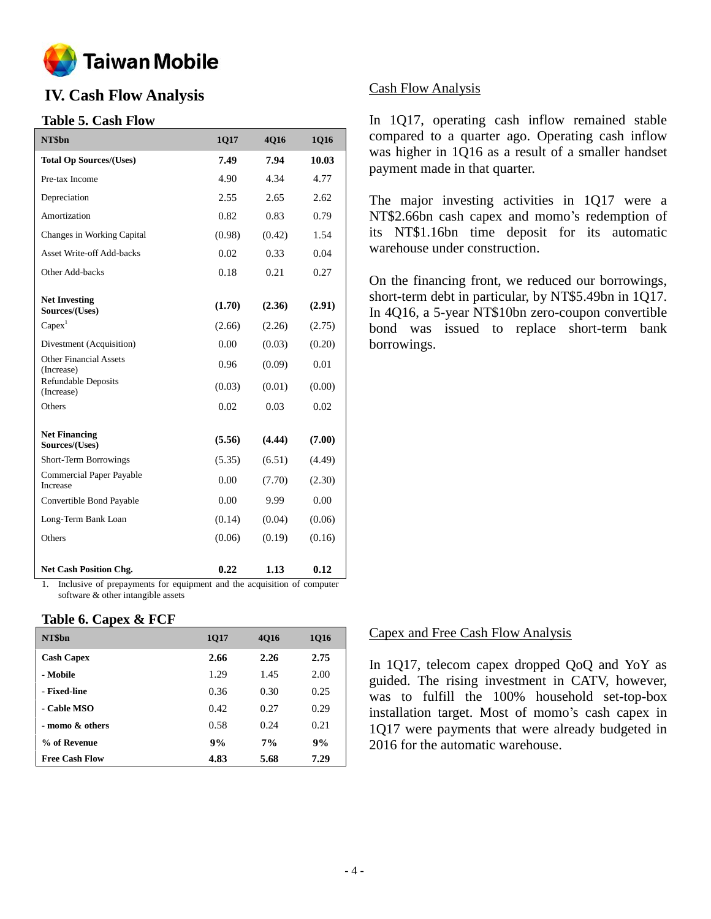# IV. Cash Flow Analysis

## Table 5. Cash Flow

| NT$bn | 1Q17 | 4Q16 | 1Q16 |
|---|---|---|---|
| **Total Op Sources/(Uses)** | **7.49** | **7.94** | **10.03** |
| Pre-tax Income | 4.90 | 4.34 | 4.77 |
| Depreciation | 2.55 | 2.65 | 2.62 |
| Amortization | 0.82 | 0.83 | 0.79 |
| Changes in Working Capital | (0.98) | (0.42) | 1.54 |
| Asset Write-off Add-backs | 0.02 | 0.33 | 0.04 |
| Other Add-backs | 0.18 | 0.21 | 0.27 |
| **Net Investing Sources/(Uses)** | **(1.70)** | **(2.36)** | **(2.91)** |
| Capex[1] | (2.66) | (2.26) | (2.75) |
| Divestment (Acquisition) | 0.00 | (0.03) | (0.20) |
| Other Financial Assets (Increase) | 0.96 | (0.09) | 0.01 |
| Refundable Deposits (Increase) | (0.03) | (0.01) | (0.00) |
| Others | 0.02 | 0.03 | 0.02 |
| **Net Financing Sources/(Uses)** | **(5.56)** | **(4.44)** | **(7.00)** |
| Short-Term Borrowings | (5.35) | (6.51) | (4.49) |
| Commercial Paper Payable Increase | 0.00 | (7.70) | (2.30) |
| Convertible Bond Payable | 0.00 | 9.99 | 0.00 |
| Long-Term Bank Loan | (0.14) | (0.04) | (0.06) |
| Others | (0.06) | (0.19) | (0.16) |
| **Net Cash Position Chg.** | **0.22** | **1.13** | **0.12** |

1. Inclusive of prepayments for equipment and the acquisition of computer software & other intangible assets

### Cash Flow Analysis

In 1Q17, operating cash inflow remained stable compared to a quarter ago. Operating cash inflow was higher in 1Q16 as a result of a smaller handset payment made in that quarter.

The major investing activities in 1Q17 were a NT$2.66bn cash capex and momo's redemption of its NT$1.16bn time deposit for its automatic warehouse under construction.

On the financing front, we reduced our borrowings, short-term debt in particular, by NT$5.49bn in 1Q17. In 4Q16, a 5-year NT$10bn zero-coupon convertible bond was issued to replace short-term bank borrowings.

## Table 6. Capex & FCF

| NT$bn | 1Q17 | 4Q16 | 1Q16 |
|---|---|---|---|
| **Cash Capex** | **2.66** | **2.26** | **2.75** |
| **- Mobile** | 1.29 | 1.45 | 2.00 |
| **- Fixed-line** | 0.36 | 0.30 | 0.25 |
| **- Cable MSO** | 0.42 | 0.27 | 0.29 |
| **- momo & others** | 0.58 | 0.24 | 0.21 |
| **% of Revenue** | **9%** | **7%** | **9%** |
| **Free Cash Flow** | **4.83** | **5.68** | **7.29** |

### Capex and Free Cash Flow Analysis

In 1Q17, telecom capex dropped QoQ and YoY as guided. The rising investment in CATV, however, was to fulfill the 100% household set-top-box installation target. Most of momo's cash capex in 1Q17 were payments that were already budgeted in 2016 for the automatic warehouse.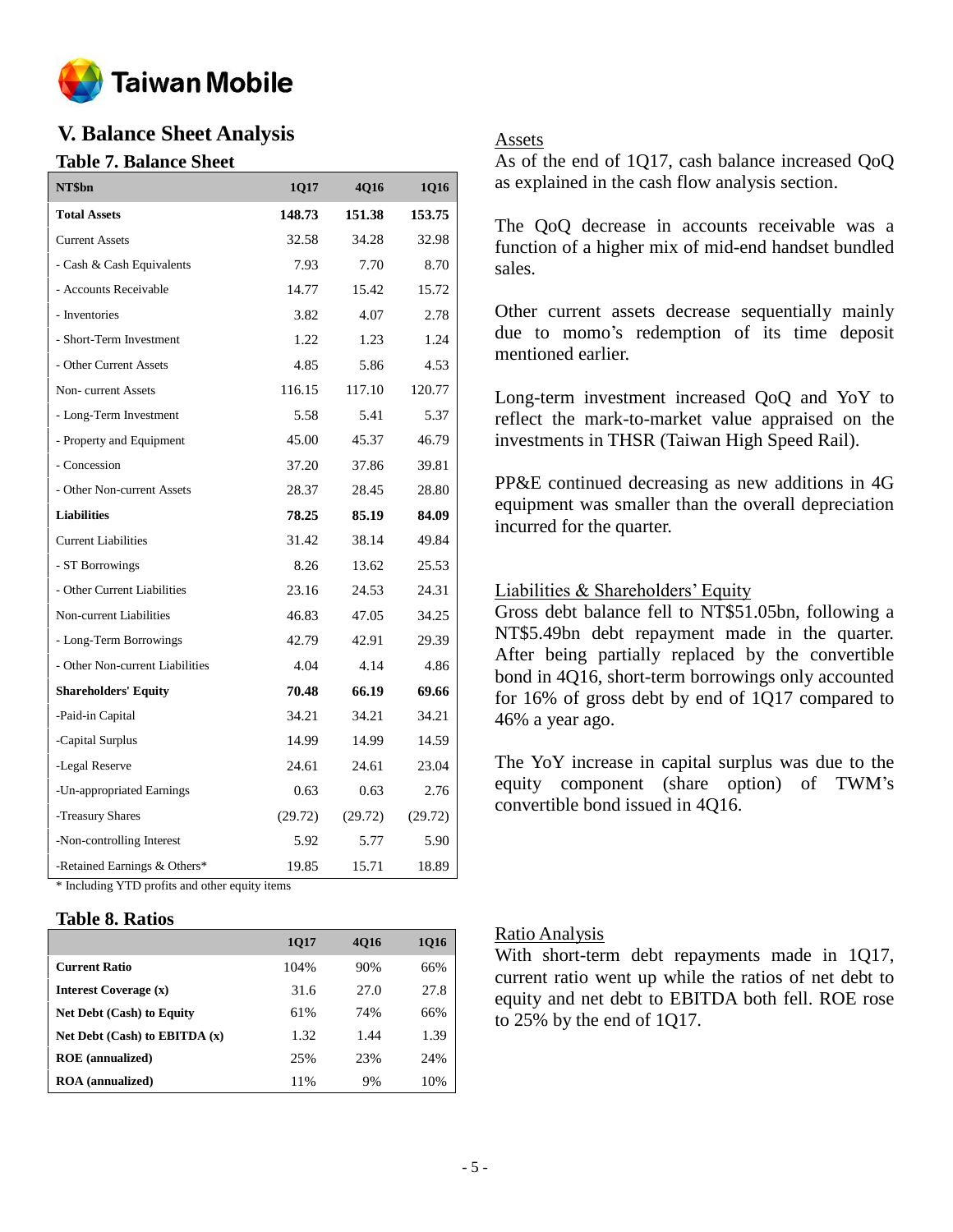## V. Balance Sheet Analysis

### Table 7. Balance Sheet

| NT$bn | 1Q17 | 4Q16 | 1Q16 |
|---|---|---|---|
| **Total Assets** | **148.73** | **151.38** | **153.75** |
| Current Assets | 32.58 | 34.28 | 32.98 |
| - Cash & Cash Equivalents | 7.93 | 7.70 | 8.70 |
| - Accounts Receivable | 14.77 | 15.42 | 15.72 |
| - Inventories | 3.82 | 4.07 | 2.78 |
| - Short-Term Investment | 1.22 | 1.23 | 1.24 |
| - Other Current Assets | 4.85 | 5.86 | 4.53 |
| Non- current Assets | 116.15 | 117.10 | 120.77 |
| - Long-Term Investment | 5.58 | 5.41 | 5.37 |
| - Property and Equipment | 45.00 | 45.37 | 46.79 |
| - Concession | 37.20 | 37.86 | 39.81 |
| - Other Non-current Assets | 28.37 | 28.45 | 28.80 |
| **Liabilities** | **78.25** | **85.19** | **84.09** |
| Current Liabilities | 31.42 | 38.14 | 49.84 |
| - ST Borrowings | 8.26 | 13.62 | 25.53 |
| - Other Current Liabilities | 23.16 | 24.53 | 24.31 |
| Non-current Liabilities | 46.83 | 47.05 | 34.25 |
| - Long-Term Borrowings | 42.79 | 42.91 | 29.39 |
| - Other Non-current Liabilities | 4.04 | 4.14 | 4.86 |
| **Shareholders' Equity** | **70.48** | **66.19** | **69.66** |
| -Paid-in Capital | 34.21 | 34.21 | 34.21 |
| -Capital Surplus | 14.99 | 14.99 | 14.59 |
| -Legal Reserve | 24.61 | 24.61 | 23.04 |
| -Un-appropriated Earnings | 0.63 | 0.63 | 2.76 |
| -Treasury Shares | (29.72) | (29.72) | (29.72) |
| -Non-controlling Interest | 5.92 | 5.77 | 5.90 |
| -Retained Earnings & Others* | 19.85 | 15.71 | 18.89 |

\* Including YTD profits and other equity items

<u>Assets</u>

As of the end of 1Q17, cash balance increased QoQ as explained in the cash flow analysis section.

The QoQ decrease in accounts receivable was a function of a higher mix of mid-end handset bundled sales.

Other current assets decrease sequentially mainly due to momo's redemption of its time deposit mentioned earlier.

Long-term investment increased QoQ and YoY to reflect the mark-to-market value appraised on the investments in THSR (Taiwan High Speed Rail).

PP&E continued decreasing as new additions in 4G equipment was smaller than the overall depreciation incurred for the quarter.

<u>Liabilities & Shareholders' Equity</u>

Gross debt balance fell to NT$51.05bn, following a NT$5.49bn debt repayment made in the quarter. After being partially replaced by the convertible bond in 4Q16, short-term borrowings only accounted for 16% of gross debt by end of 1Q17 compared to 46% a year ago.

The YoY increase in capital surplus was due to the equity component (share option) of TWM's convertible bond issued in 4Q16.

### Table 8. Ratios

| | 1Q17 | 4Q16 | 1Q16 |
|---|---|---|---|
| **Current Ratio** | 104% | 90% | 66% |
| **Interest Coverage (x)** | 31.6 | 27.0 | 27.8 |
| **Net Debt (Cash) to Equity** | 61% | 74% | 66% |
| **Net Debt (Cash) to EBITDA (x)** | 1.32 | 1.44 | 1.39 |
| **ROE (annualized)** | 25% | 23% | 24% |
| **ROA (annualized)** | 11% | 9% | 10% |

<u>Ratio Analysis</u>

With short-term debt repayments made in 1Q17, current ratio went up while the ratios of net debt to equity and net debt to EBITDA both fell. ROE rose to 25% by the end of 1Q17.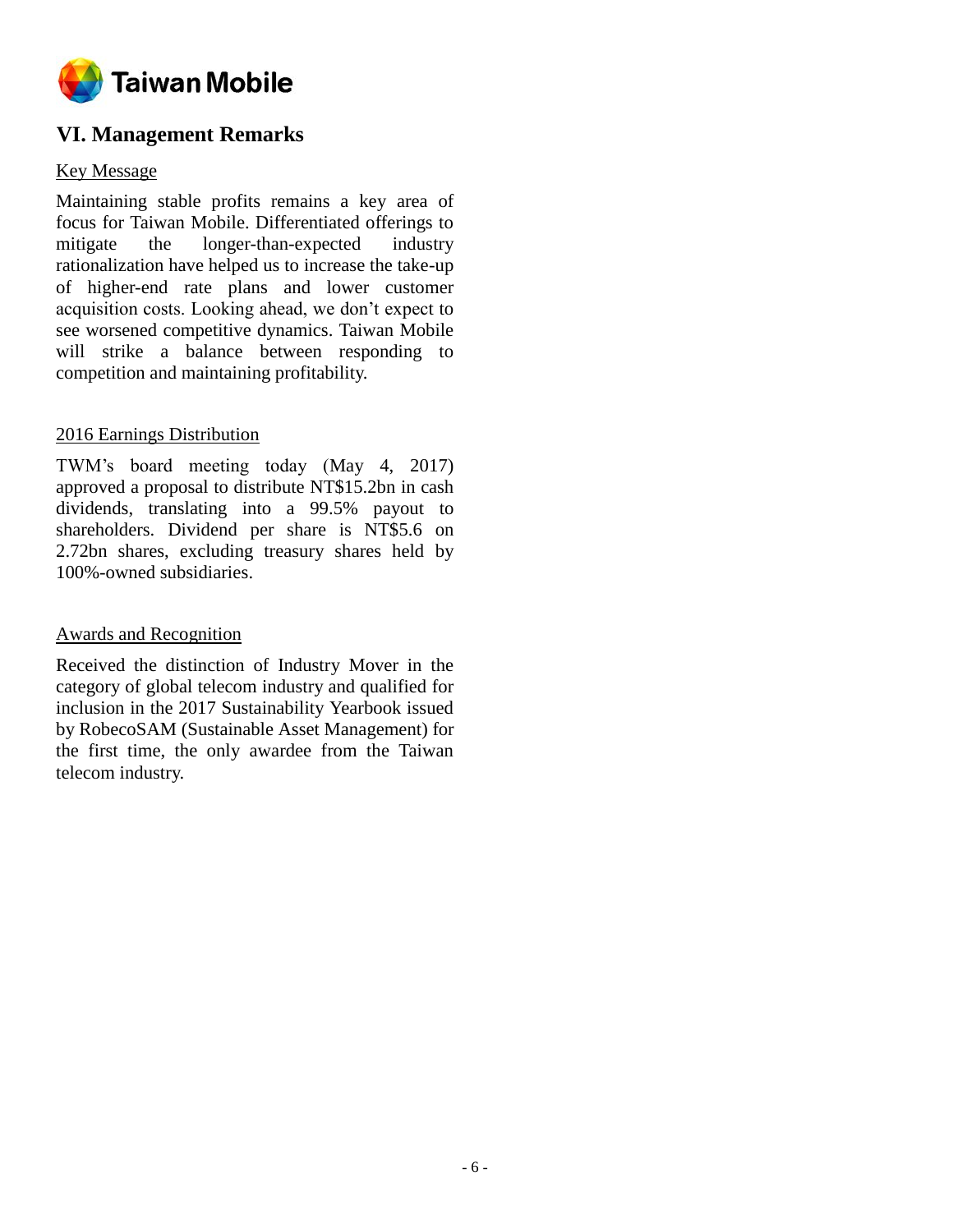## VI. Management Remarks

Key Message

Maintaining stable profits remains a key area of focus for Taiwan Mobile. Differentiated offerings to mitigate the longer-than-expected industry rationalization have helped us to increase the take-up of higher-end rate plans and lower customer acquisition costs. Looking ahead, we don't expect to see worsened competitive dynamics. Taiwan Mobile will strike a balance between responding to competition and maintaining profitability.

2016 Earnings Distribution

TWM's board meeting today (May 4, 2017) approved a proposal to distribute NT$15.2bn in cash dividends, translating into a 99.5% payout to shareholders. Dividend per share is NT$5.6 on 2.72bn shares, excluding treasury shares held by 100%-owned subsidiaries.

Awards and Recognition

Received the distinction of Industry Mover in the category of global telecom industry and qualified for inclusion in the 2017 Sustainability Yearbook issued by RobecoSAM (Sustainable Asset Management) for the first time, the only awardee from the Taiwan telecom industry.